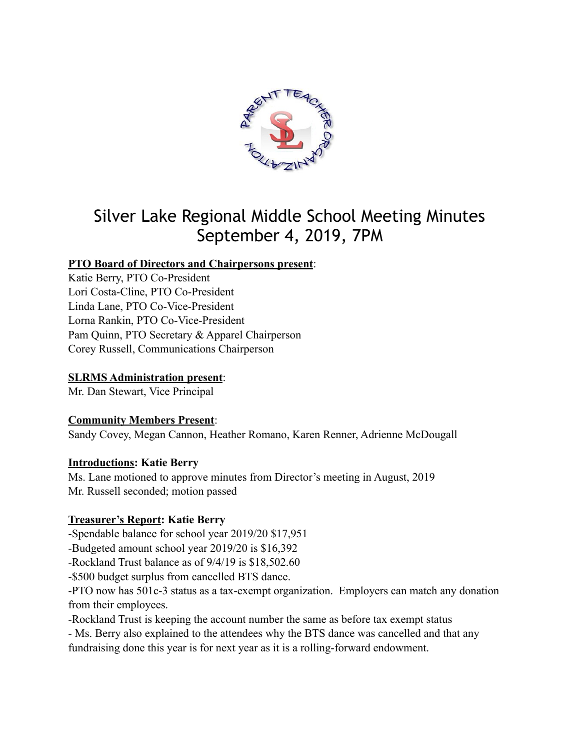# Silver Lake Regional Middle School Meeting Minutes
## September 4, 2019, 7PM

**PTO Board of Directors and Chairpersons present**:
Katie Berry, PTO Co-President
Lori Costa-Cline, PTO Co-President
Linda Lane, PTO Co-Vice-President
Lorna Rankin, PTO Co-Vice-President
Pam Quinn, PTO Secretary & Apparel Chairperson
Corey Russell, Communications Chairperson

**SLRMS Administration present**:
Mr. Dan Stewart, Vice Principal

**Community Members Present**:
Sandy Covey, Megan Cannon, Heather Romano, Karen Renner, Adrienne McDougall

**Introductions: Katie Berry**
Ms. Lane motioned to approve minutes from Director's meeting in August, 2019
Mr. Russell seconded; motion passed

**Treasurer's Report: Katie Berry**
-Spendable balance for school year 2019/20 $17,951
-Budgeted amount school year 2019/20 is $16,392
-Rockland Trust balance as of 9/4/19 is $18,502.60
-$500 budget surplus from cancelled BTS dance.
-PTO now has 501c-3 status as a tax-exempt organization. Employers can match any donation from their employees.
-Rockland Trust is keeping the account number the same as before tax exempt status
- Ms. Berry also explained to the attendees why the BTS dance was cancelled and that any fundraising done this year is for next year as it is a rolling-forward endowment.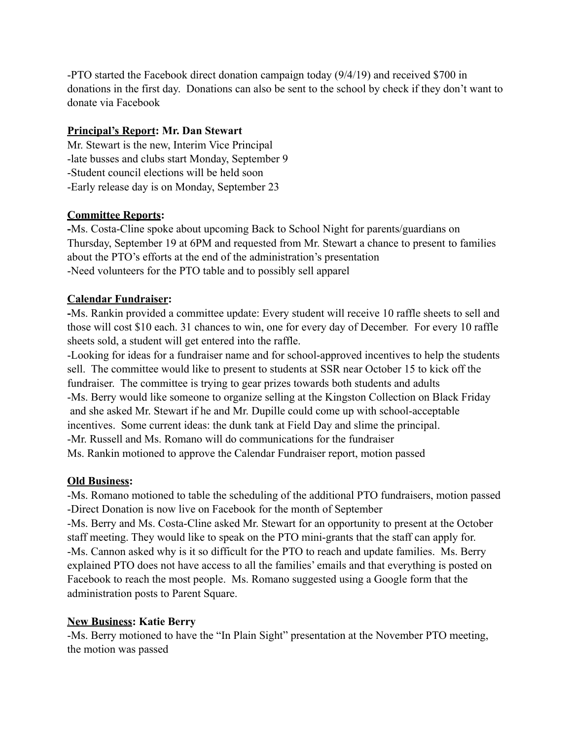-PTO started the Facebook direct donation campaign today (9/4/19) and received $700 in donations in the first day. Donations can also be sent to the school by check if they don't want to donate via Facebook

**<u>Principal's Report</u>: Mr. Dan Stewart**

Mr. Stewart is the new, Interim Vice Principal

-late busses and clubs start Monday, September 9

-Student council elections will be held soon

-Early release day is on Monday, September 23

**<u>Committee Reports</u>:**

-Ms. Costa-Cline spoke about upcoming Back to School Night for parents/guardians on Thursday, September 19 at 6PM and requested from Mr. Stewart a chance to present to families about the PTO's efforts at the end of the administration's presentation

-Need volunteers for the PTO table and to possibly sell apparel

**<u>Calendar Fundraiser</u>:**

-Ms. Rankin provided a committee update: Every student will receive 10 raffle sheets to sell and those will cost $10 each. 31 chances to win, one for every day of December. For every 10 raffle sheets sold, a student will get entered into the raffle.

-Looking for ideas for a fundraiser name and for school-approved incentives to help the students sell. The committee would like to present to students at SSR near October 15 to kick off the fundraiser. The committee is trying to gear prizes towards both students and adults

-Ms. Berry would like someone to organize selling at the Kingston Collection on Black Friday and she asked Mr. Stewart if he and Mr. Dupille could come up with school-acceptable incentives. Some current ideas: the dunk tank at Field Day and slime the principal.

-Mr. Russell and Ms. Romano will do communications for the fundraiser

Ms. Rankin motioned to approve the Calendar Fundraiser report, motion passed

**<u>Old Business</u>:**

-Ms. Romano motioned to table the scheduling of the additional PTO fundraisers, motion passed

-Direct Donation is now live on Facebook for the month of September

-Ms. Berry and Ms. Costa-Cline asked Mr. Stewart for an opportunity to present at the October staff meeting. They would like to speak on the PTO mini-grants that the staff can apply for.

-Ms. Cannon asked why is it so difficult for the PTO to reach and update families. Ms. Berry explained PTO does not have access to all the families' emails and that everything is posted on Facebook to reach the most people. Ms. Romano suggested using a Google form that the administration posts to Parent Square.

**<u>New Business</u>: Katie Berry**

-Ms. Berry motioned to have the "In Plain Sight" presentation at the November PTO meeting, the motion was passed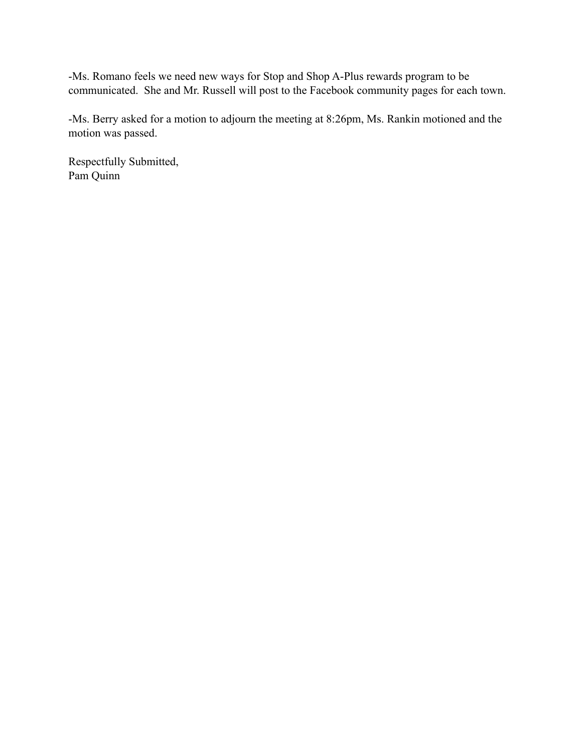-Ms. Romano feels we need new ways for Stop and Shop A-Plus rewards program to be communicated. She and Mr. Russell will post to the Facebook community pages for each town.

-Ms. Berry asked for a motion to adjourn the meeting at 8:26pm, Ms. Rankin motioned and the motion was passed.

Respectfully Submitted,  
Pam Quinn